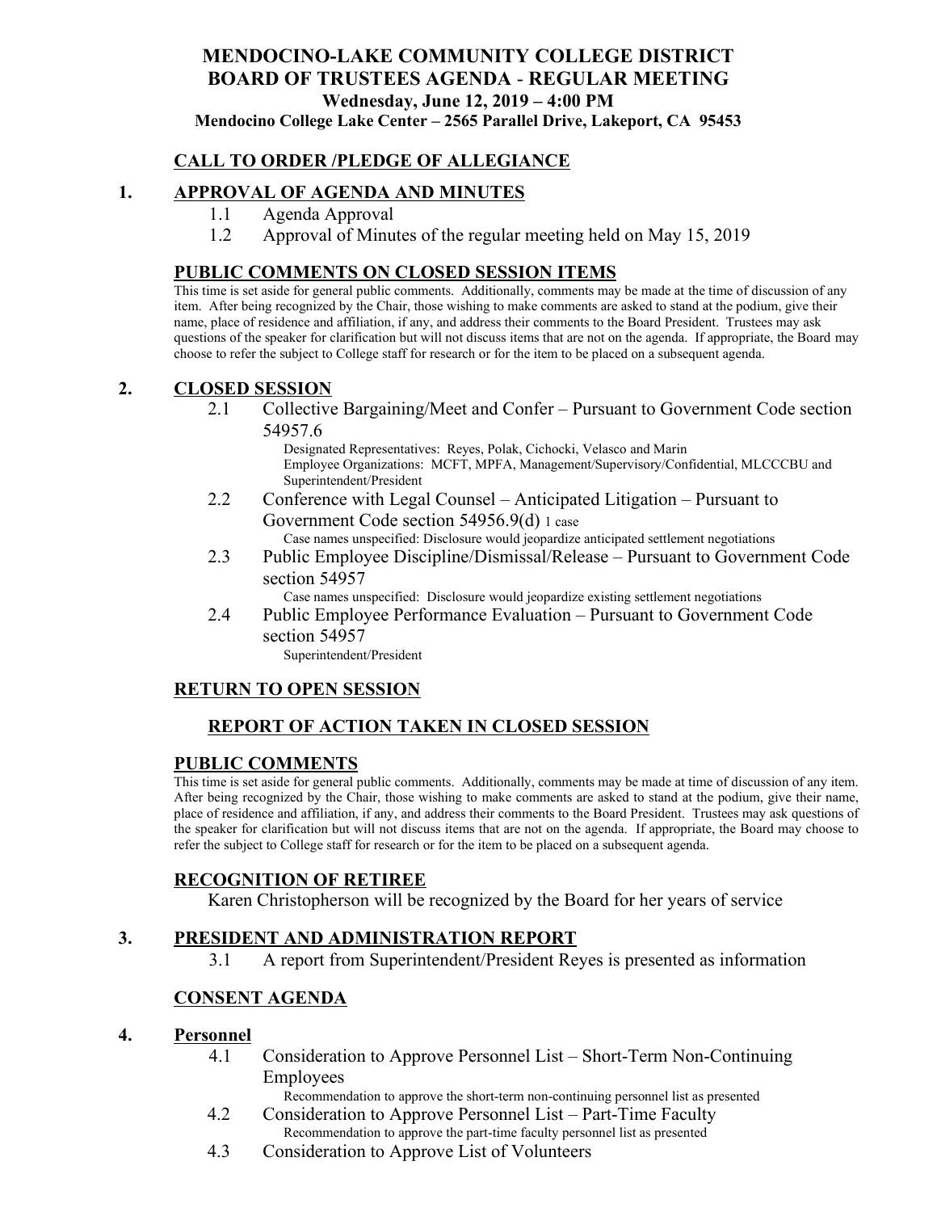# MENDOCINO-LAKE COMMUNITY COLLEGE DISTRICT
# BOARD OF TRUSTEES AGENDA - REGULAR MEETING

**Wednesday, June 12, 2019 – 4:00 PM**

**Mendocino College Lake Center – 2565 Parallel Drive, Lakeport, CA 95453**

## CALL TO ORDER /PLEDGE OF ALLEGIANCE

## 1. APPROVAL OF AGENDA AND MINUTES

1.1 Agenda Approval

1.2 Approval of Minutes of the regular meeting held on May 15, 2019

## PUBLIC COMMENTS ON CLOSED SESSION ITEMS

This time is set aside for general public comments. Additionally, comments may be made at the time of discussion of any item. After being recognized by the Chair, those wishing to make comments are asked to stand at the podium, give their name, place of residence and affiliation, if any, and address their comments to the Board President. Trustees may ask questions of the speaker for clarification but will not discuss items that are not on the agenda. If appropriate, the Board may choose to refer the subject to College staff for research or for the item to be placed on a subsequent agenda.

## 2. CLOSED SESSION

2.1 Collective Bargaining/Meet and Confer – Pursuant to Government Code section 54957.6

Designated Representatives: Reyes, Polak, Cichocki, Velasco and Marin
Employee Organizations: MCFT, MPFA, Management/Supervisory/Confidential, MLCCCBU and Superintendent/President

2.2 Conference with Legal Counsel – Anticipated Litigation – Pursuant to Government Code section 54956.9(d) 1 case

Case names unspecified: Disclosure would jeopardize anticipated settlement negotiations

2.3 Public Employee Discipline/Dismissal/Release – Pursuant to Government Code section 54957

Case names unspecified: Disclosure would jeopardize existing settlement negotiations

2.4 Public Employee Performance Evaluation – Pursuant to Government Code section 54957

Superintendent/President

## RETURN TO OPEN SESSION

### REPORT OF ACTION TAKEN IN CLOSED SESSION

## PUBLIC COMMENTS

This time is set aside for general public comments. Additionally, comments may be made at time of discussion of any item. After being recognized by the Chair, those wishing to make comments are asked to stand at the podium, give their name, place of residence and affiliation, if any, and address their comments to the Board President. Trustees may ask questions of the speaker for clarification but will not discuss items that are not on the agenda. If appropriate, the Board may choose to refer the subject to College staff for research or for the item to be placed on a subsequent agenda.

## RECOGNITION OF RETIREE

Karen Christopherson will be recognized by the Board for her years of service

## 3. PRESIDENT AND ADMINISTRATION REPORT

3.1 A report from Superintendent/President Reyes is presented as information

## CONSENT AGENDA

## 4. Personnel

4.1 Consideration to Approve Personnel List – Short-Term Non-Continuing Employees

Recommendation to approve the short-term non-continuing personnel list as presented

4.2 Consideration to Approve Personnel List – Part-Time Faculty

Recommendation to approve the part-time faculty personnel list as presented

4.3 Consideration to Approve List of Volunteers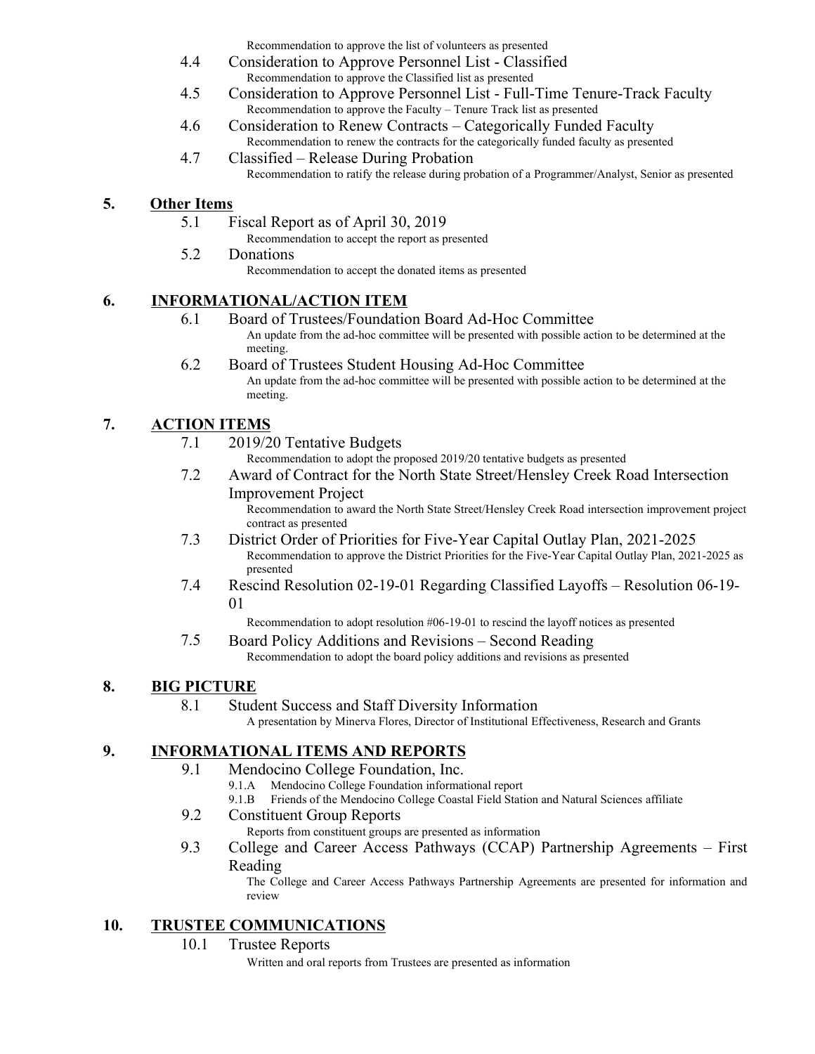Recommendation to approve the list of volunteers as presented

4.4 Consideration to Approve Personnel List - Classified
Recommendation to approve the Classified list as presented

4.5 Consideration to Approve Personnel List - Full-Time Tenure-Track Faculty
Recommendation to approve the Faculty – Tenure Track list as presented

4.6 Consideration to Renew Contracts – Categorically Funded Faculty
Recommendation to renew the contracts for the categorically funded faculty as presented

4.7 Classified – Release During Probation
Recommendation to ratify the release during probation of a Programmer/Analyst, Senior as presented

## 5. Other Items

5.1 Fiscal Report as of April 30, 2019
Recommendation to accept the report as presented

5.2 Donations
Recommendation to accept the donated items as presented

## 6. INFORMATIONAL/ACTION ITEM

6.1 Board of Trustees/Foundation Board Ad-Hoc Committee
An update from the ad-hoc committee will be presented with possible action to be determined at the meeting.

6.2 Board of Trustees Student Housing Ad-Hoc Committee
An update from the ad-hoc committee will be presented with possible action to be determined at the meeting.

## 7. ACTION ITEMS

7.1 2019/20 Tentative Budgets
Recommendation to adopt the proposed 2019/20 tentative budgets as presented

7.2 Award of Contract for the North State Street/Hensley Creek Road Intersection Improvement Project
Recommendation to award the North State Street/Hensley Creek Road intersection improvement project contract as presented

7.3 District Order of Priorities for Five-Year Capital Outlay Plan, 2021-2025
Recommendation to approve the District Priorities for the Five-Year Capital Outlay Plan, 2021-2025 as presented

7.4 Rescind Resolution 02-19-01 Regarding Classified Layoffs – Resolution 06-19-01
Recommendation to adopt resolution #06-19-01 to rescind the layoff notices as presented

7.5 Board Policy Additions and Revisions – Second Reading
Recommendation to adopt the board policy additions and revisions as presented

## 8. BIG PICTURE

8.1 Student Success and Staff Diversity Information
A presentation by Minerva Flores, Director of Institutional Effectiveness, Research and Grants

## 9. INFORMATIONAL ITEMS AND REPORTS

9.1 Mendocino College Foundation, Inc.
- 9.1.A Mendocino College Foundation informational report
- 9.1.B Friends of the Mendocino College Coastal Field Station and Natural Sciences affiliate

9.2 Constituent Group Reports
Reports from constituent groups are presented as information

9.3 College and Career Access Pathways (CCAP) Partnership Agreements – First Reading
The College and Career Access Pathways Partnership Agreements are presented for information and review

## 10. TRUSTEE COMMUNICATIONS

10.1 Trustee Reports
Written and oral reports from Trustees are presented as information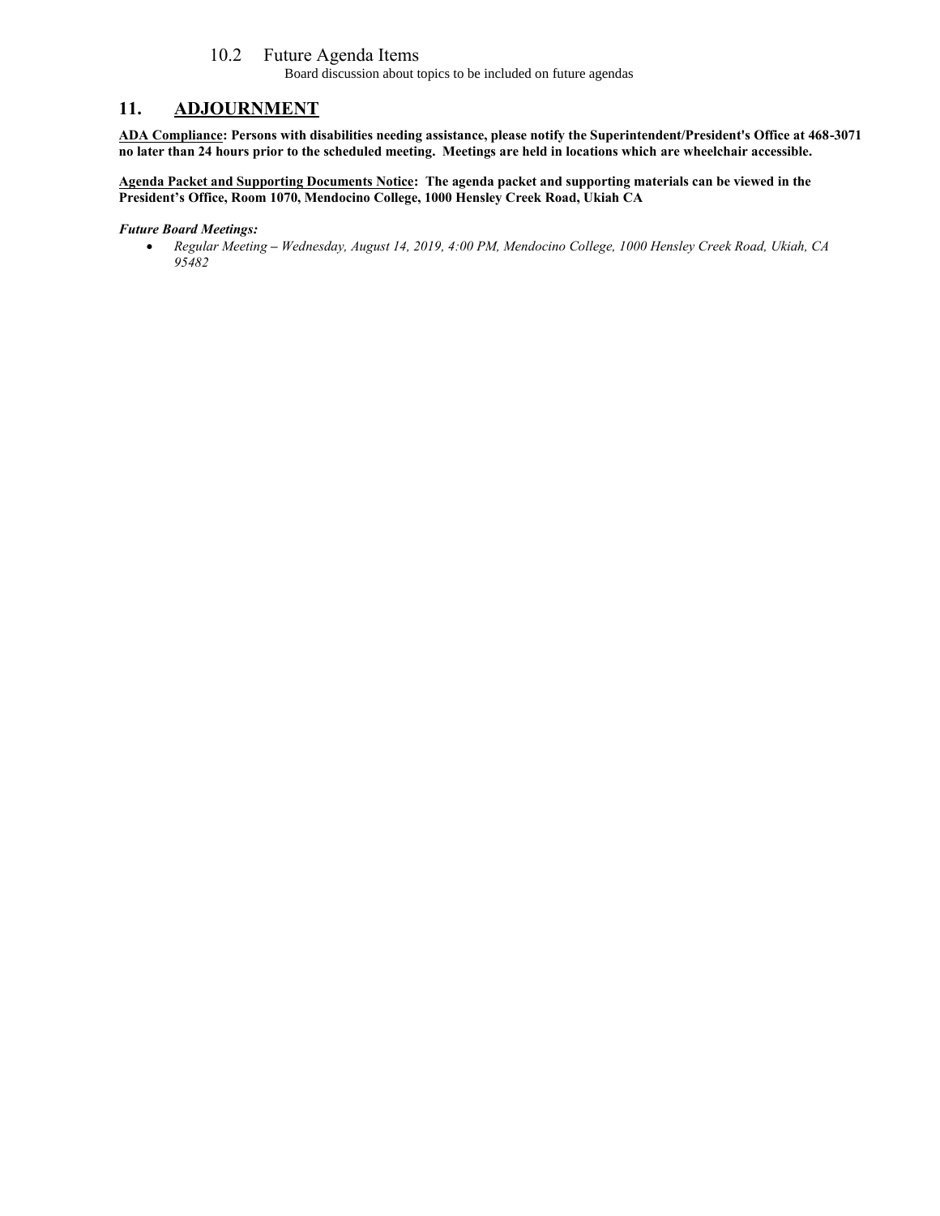### 10.2 Future Agenda Items

Board discussion about topics to be included on future agendas

## 11. ADJOURNMENT

**ADA Compliance: Persons with disabilities needing assistance, please notify the Superintendent/President's Office at 468-3071 no later than 24 hours prior to the scheduled meeting. Meetings are held in locations which are wheelchair accessible.**

**Agenda Packet and Supporting Documents Notice: The agenda packet and supporting materials can be viewed in the President's Office, Room 1070, Mendocino College, 1000 Hensley Creek Road, Ukiah CA**

***Future Board Meetings:***

- *Regular Meeting – Wednesday, August 14, 2019, 4:00 PM, Mendocino College, 1000 Hensley Creek Road, Ukiah, CA 95482*